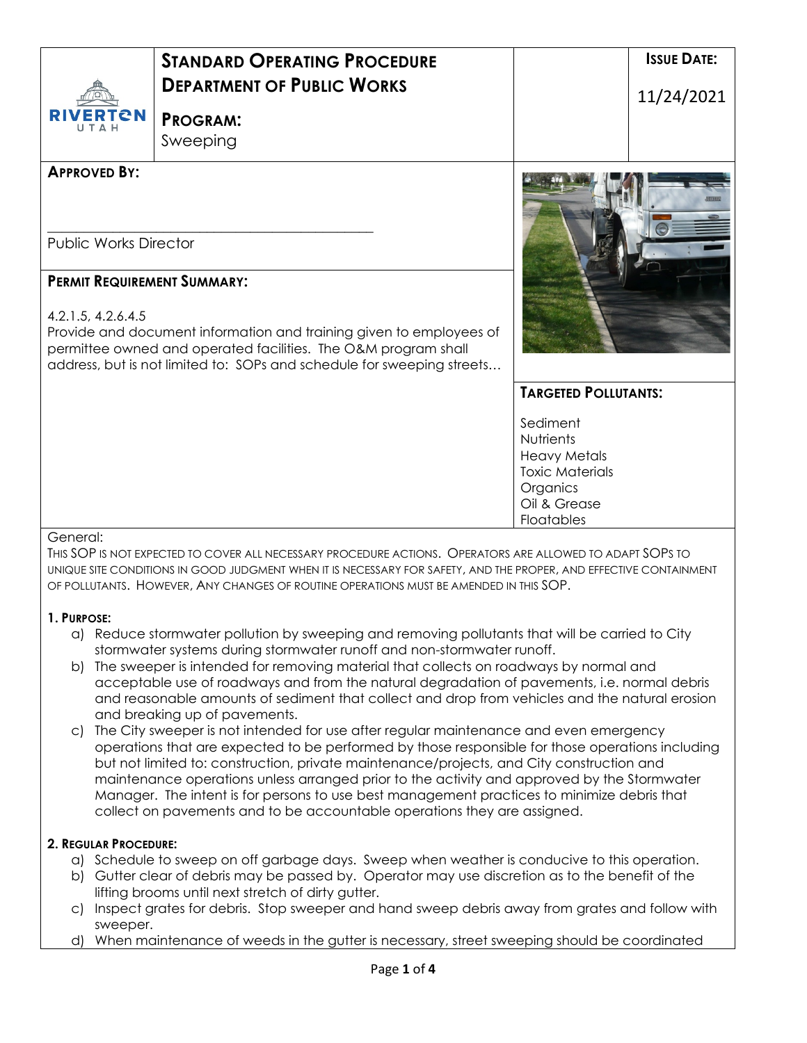| | **STANDARD OPERATING PROCEDURE**<br>**DEPARTMENT OF PUBLIC WORKS**<br><br>**PROGRAM:**<br>Sweeping | | **ISSUE DATE:**<br><br>11/24/2021 |
|---|---|---|---|

**APPROVED BY:**

\_\_\_\_\_\_\_\_\_\_\_\_\_\_\_\_\_\_\_\_\_\_\_\_\_\_\_\_\_\_\_\_\_\_\_\_\_\_\_\_\_\_\_\_

Public Works Director

**PERMIT REQUIREMENT SUMMARY:**

4.2.1.5, 4.2.6.4.5
Provide and document information and training given to employees of permittee owned and operated facilities. The O&M program shall address, but is not limited to: SOPs and schedule for sweeping streets…

**TARGETED POLLUTANTS:**

Sediment
Nutrients
Heavy Metals
Toxic Materials
Organics
Oil & Grease
Floatables

General:
THIS SOP IS NOT EXPECTED TO COVER ALL NECESSARY PROCEDURE ACTIONS. OPERATORS ARE ALLOWED TO ADAPT SOPS TO UNIQUE SITE CONDITIONS IN GOOD JUDGMENT WHEN IT IS NECESSARY FOR SAFETY, AND THE PROPER, AND EFFECTIVE CONTAINMENT OF POLLUTANTS. HOWEVER, ANY CHANGES OF ROUTINE OPERATIONS MUST BE AMENDED IN THIS SOP.

**1. PURPOSE:**

a) Reduce stormwater pollution by sweeping and removing pollutants that will be carried to City stormwater systems during stormwater runoff and non-stormwater runoff.
b) The sweeper is intended for removing material that collects on roadways by normal and acceptable use of roadways and from the natural degradation of pavements, i.e. normal debris and reasonable amounts of sediment that collect and drop from vehicles and the natural erosion and breaking up of pavements.
c) The City sweeper is not intended for use after regular maintenance and even emergency operations that are expected to be performed by those responsible for those operations including but not limited to: construction, private maintenance/projects, and City construction and maintenance operations unless arranged prior to the activity and approved by the Stormwater Manager. The intent is for persons to use best management practices to minimize debris that collect on pavements and to be accountable operations they are assigned.

**2. REGULAR PROCEDURE:**

a) Schedule to sweep on off garbage days. Sweep when weather is conducive to this operation.
b) Gutter clear of debris may be passed by. Operator may use discretion as to the benefit of the lifting brooms until next stretch of dirty gutter.
c) Inspect grates for debris. Stop sweeper and hand sweep debris away from grates and follow with sweeper.
d) When maintenance of weeds in the gutter is necessary, street sweeping should be coordinated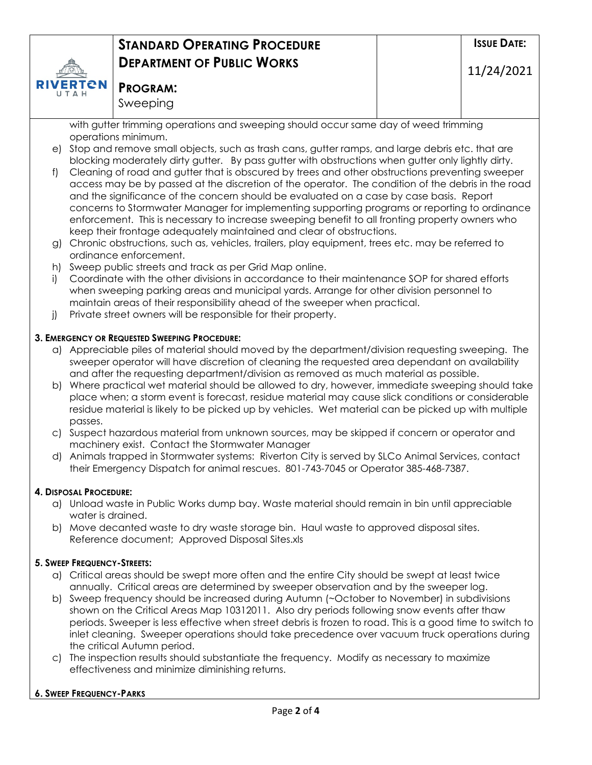with gutter trimming operations and sweeping should occur same day of weed trimming operations minimum.

e) Stop and remove small objects, such as trash cans, gutter ramps, and large debris etc. that are blocking moderately dirty gutter. By pass gutter with obstructions when gutter only lightly dirty.

f) Cleaning of road and gutter that is obscured by trees and other obstructions preventing sweeper access may be by passed at the discretion of the operator. The condition of the debris in the road and the significance of the concern should be evaluated on a case by case basis. Report concerns to Stormwater Manager for implementing supporting programs or reporting to ordinance enforcement. This is necessary to increase sweeping benefit to all fronting property owners who keep their frontage adequately maintained and clear of obstructions.

g) Chronic obstructions, such as, vehicles, trailers, play equipment, trees etc. may be referred to ordinance enforcement.

h) Sweep public streets and track as per Grid Map online.

i) Coordinate with the other divisions in accordance to their maintenance SOP for shared efforts when sweeping parking areas and municipal yards. Arrange for other division personnel to maintain areas of their responsibility ahead of the sweeper when practical.

j) Private street owners will be responsible for their property.

**3. Emergency or Requested Sweeping Procedure:**

a) Appreciable piles of material should moved by the department/division requesting sweeping. The sweeper operator will have discretion of cleaning the requested area dependant on availability and after the requesting department/division as removed as much material as possible.

b) Where practical wet material should be allowed to dry, however, immediate sweeping should take place when; a storm event is forecast, residue material may cause slick conditions or considerable residue material is likely to be picked up by vehicles. Wet material can be picked up with multiple passes.

c) Suspect hazardous material from unknown sources, may be skipped if concern or operator and machinery exist. Contact the Stormwater Manager

d) Animals trapped in Stormwater systems: Riverton City is served by SLCo Animal Services, contact their Emergency Dispatch for animal rescues. 801-743-7045 or Operator 385-468-7387.

**4. Disposal Procedure:**

a) Unload waste in Public Works dump bay. Waste material should remain in bin until appreciable water is drained.

b) Move decanted waste to dry waste storage bin. Haul waste to approved disposal sites. Reference document; Approved Disposal Sites.xls

**5. Sweep Frequency-Streets:**

a) Critical areas should be swept more often and the entire City should be swept at least twice annually. Critical areas are determined by sweeper observation and by the sweeper log.

b) Sweep frequency should be increased during Autumn (~October to November) in subdivisions shown on the Critical Areas Map 10312011. Also dry periods following snow events after thaw periods. Sweeper is less effective when street debris is frozen to road. This is a good time to switch to inlet cleaning. Sweeper operations should take precedence over vacuum truck operations during the critical Autumn period.

c) The inspection results should substantiate the frequency. Modify as necessary to maximize effectiveness and minimize diminishing returns.

**6. Sweep Frequency-Parks**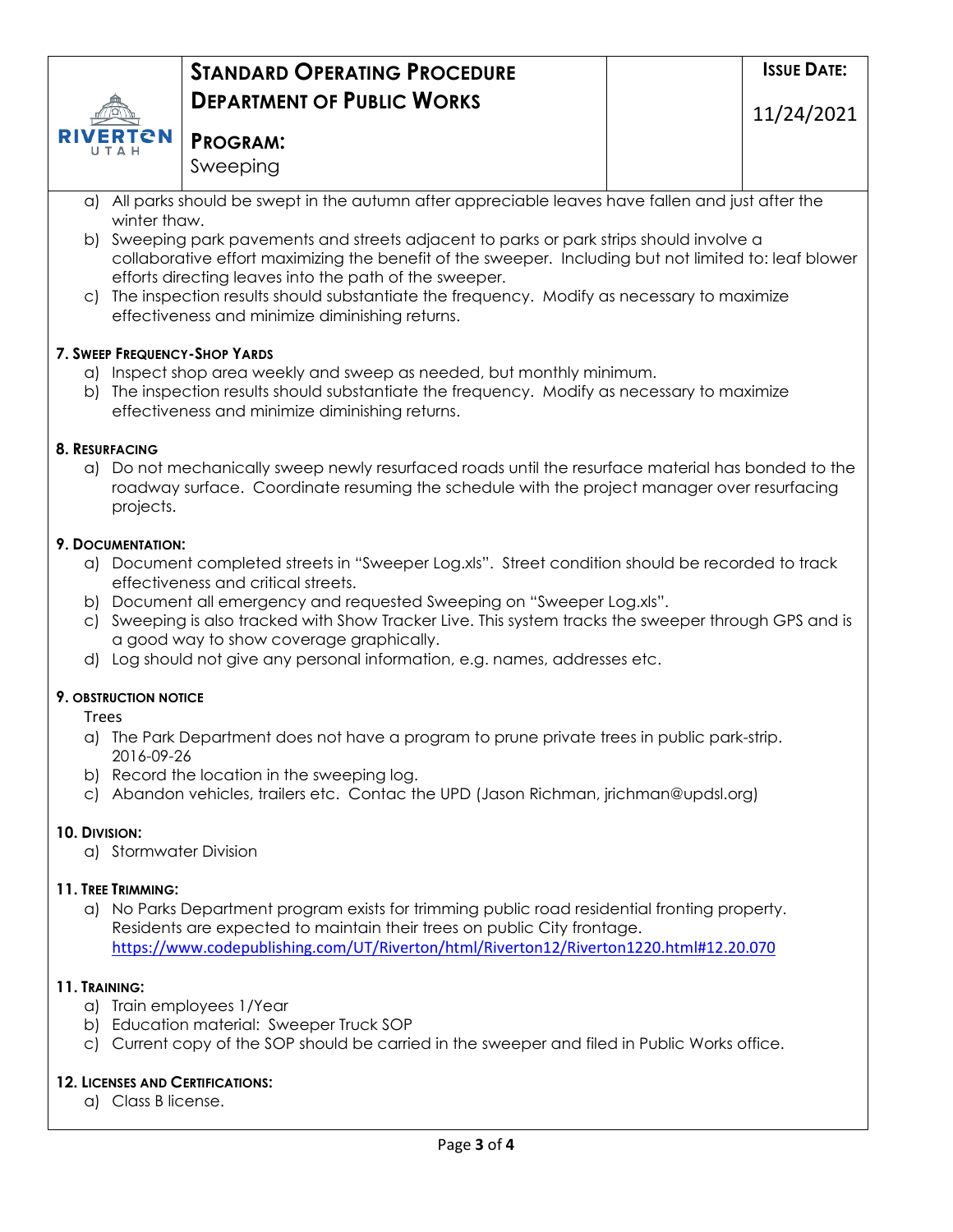a) All parks should be swept in the autumn after appreciable leaves have fallen and just after the winter thaw.
b) Sweeping park pavements and streets adjacent to parks or park strips should involve a collaborative effort maximizing the benefit of the sweeper. Including but not limited to: leaf blower efforts directing leaves into the path of the sweeper.
c) The inspection results should substantiate the frequency. Modify as necessary to maximize effectiveness and minimize diminishing returns.

#### 7. Sweep Frequency-Shop Yards

a) Inspect shop area weekly and sweep as needed, but monthly minimum.
b) The inspection results should substantiate the frequency. Modify as necessary to maximize effectiveness and minimize diminishing returns.

#### 8. Resurfacing

a) Do not mechanically sweep newly resurfaced roads until the resurface material has bonded to the roadway surface. Coordinate resuming the schedule with the project manager over resurfacing projects.

#### 9. Documentation:

a) Document completed streets in "Sweeper Log.xls". Street condition should be recorded to track effectiveness and critical streets.
b) Document all emergency and requested Sweeping on "Sweeper Log.xls".
c) Sweeping is also tracked with Show Tracker Live. This system tracks the sweeper through GPS and is a good way to show coverage graphically.
d) Log should not give any personal information, e.g. names, addresses etc.

#### 9. Obstruction Notice

Trees

a) The Park Department does not have a program to prune private trees in public park-strip. 2016-09-26
b) Record the location in the sweeping log.
c) Abandon vehicles, trailers etc. Contac the UPD (Jason Richman, jrichman@updsl.org)

#### 10. Division:

a) Stormwater Division

#### 11. Tree Trimming:

a) No Parks Department program exists for trimming public road residential fronting property. Residents are expected to maintain their trees on public City frontage. https://www.codepublishing.com/UT/Riverton/html/Riverton12/Riverton1220.html#12.20.070

#### 11. Training:

a) Train employees 1/Year
b) Education material: Sweeper Truck SOP
c) Current copy of the SOP should be carried in the sweeper and filed in Public Works office.

#### 12. Licenses and Certifications:

a) Class B license.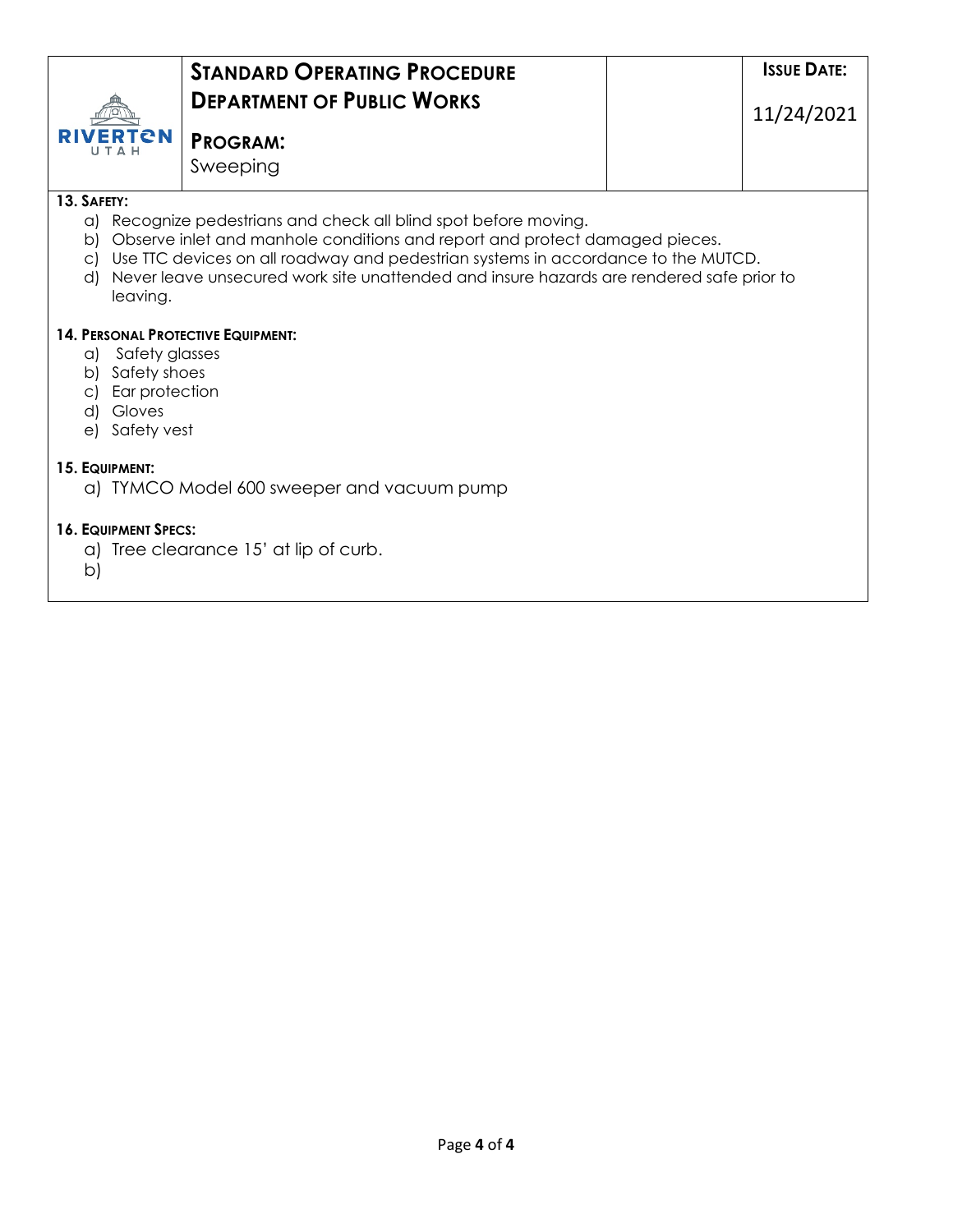| | **STANDARD OPERATING PROCEDURE** **DEPARTMENT OF PUBLIC WORKS** | | **ISSUE DATE:** |
|---|---|---|---|
| RIVERTON UTAH | **PROGRAM:** Sweeping | | 11/24/2021 |

**13. SAFETY:**

a) Recognize pedestrians and check all blind spot before moving.
b) Observe inlet and manhole conditions and report and protect damaged pieces.
c) Use TTC devices on all roadway and pedestrian systems in accordance to the MUTCD.
d) Never leave unsecured work site unattended and insure hazards are rendered safe prior to leaving.

**14. PERSONAL PROTECTIVE EQUIPMENT:**

a) Safety glasses
b) Safety shoes
c) Ear protection
d) Gloves
e) Safety vest

**15. EQUIPMENT:**

a) TYMCO Model 600 sweeper and vacuum pump

**16. EQUIPMENT SPECS:**

a) Tree clearance 15' at lip of curb.
b)